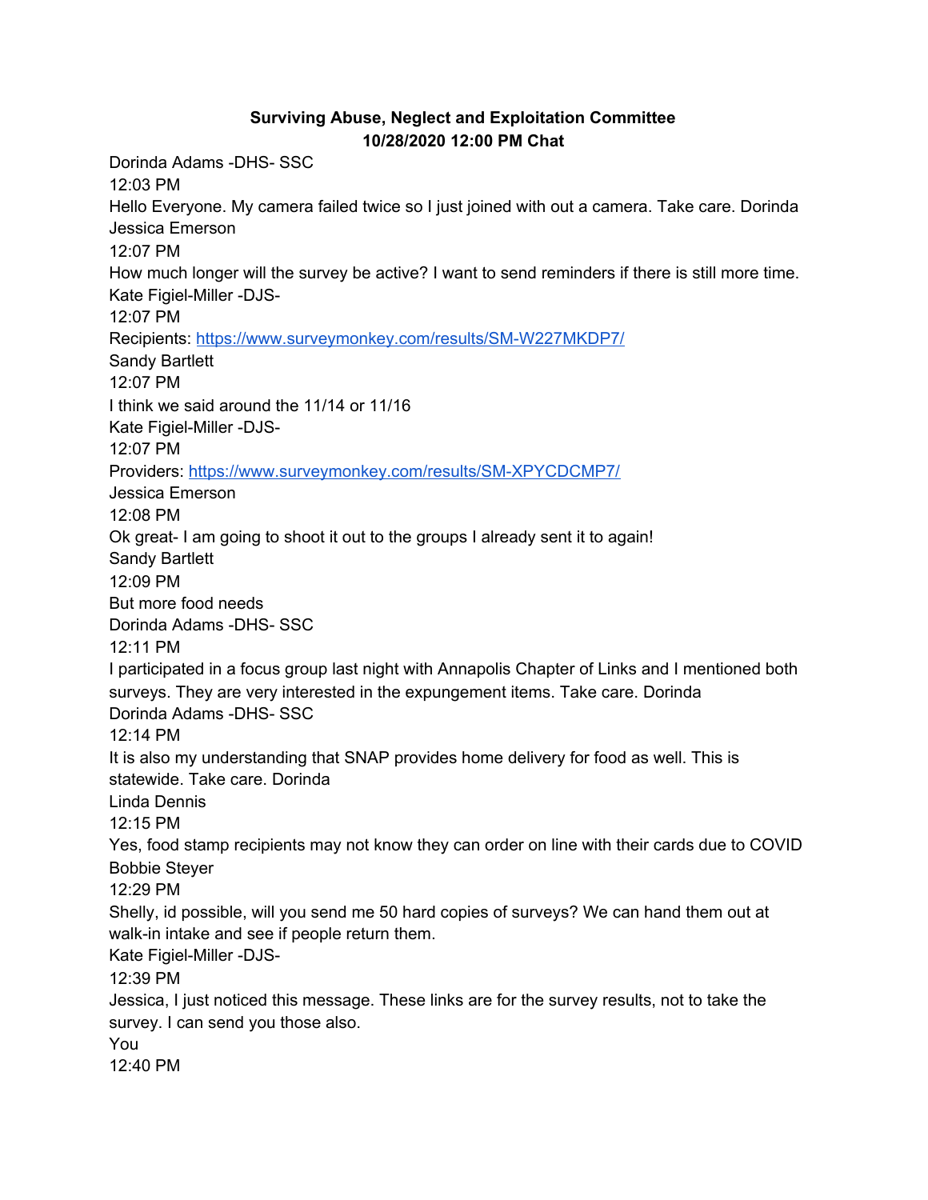**Surviving Abuse, Neglect and Exploitation Committee**
**10/28/2020 12:00 PM Chat**

Dorinda Adams -DHS- SSC
12:03 PM
Hello Everyone. My camera failed twice so I just joined with out a camera. Take care. Dorinda

Jessica Emerson
12:07 PM
How much longer will the survey be active? I want to send reminders if there is still more time.

Kate Figiel-Miller -DJS-
12:07 PM
Recipients: https://www.surveymonkey.com/results/SM-W227MKDP7/

Sandy Bartlett
12:07 PM
I think we said around the 11/14 or 11/16

Kate Figiel-Miller -DJS-
12:07 PM
Providers: https://www.surveymonkey.com/results/SM-XPYCDCMP7/

Jessica Emerson
12:08 PM
Ok great- I am going to shoot it out to the groups I already sent it to again!

Sandy Bartlett
12:09 PM
But more food needs

Dorinda Adams -DHS- SSC
12:11 PM
I participated in a focus group last night with Annapolis Chapter of Links and I mentioned both surveys. They are very interested in the expungement items. Take care. Dorinda

Dorinda Adams -DHS- SSC
12:14 PM
It is also my understanding that SNAP provides home delivery for food as well. This is statewide. Take care. Dorinda

Linda Dennis
12:15 PM
Yes, food stamp recipients may not know they can order on line with their cards due to COVID

Bobbie Steyer
12:29 PM
Shelly, id possible, will you send me 50 hard copies of surveys? We can hand them out at walk-in intake and see if people return them.

Kate Figiel-Miller -DJS-
12:39 PM
Jessica, I just noticed this message. These links are for the survey results, not to take the survey. I can send you those also.

You
12:40 PM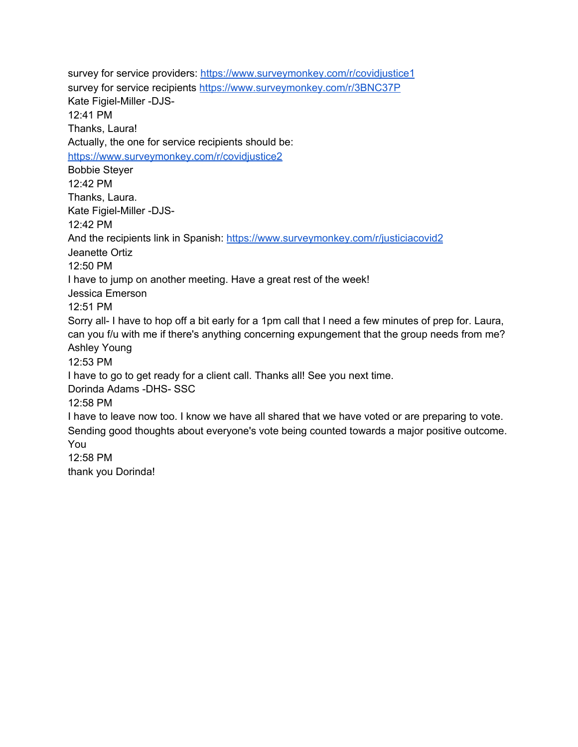survey for service providers: https://www.surveymonkey.com/r/covidjustice1
survey for service recipients https://www.surveymonkey.com/r/3BNC37P
Kate Figiel-Miller -DJS-
12:41 PM
Thanks, Laura!
Actually, the one for service recipients should be:
https://www.surveymonkey.com/r/covidjustice2
Bobbie Steyer
12:42 PM
Thanks, Laura.
Kate Figiel-Miller -DJS-
12:42 PM
And the recipients link in Spanish: https://www.surveymonkey.com/r/justiciacovid2
Jeanette Ortiz
12:50 PM
I have to jump on another meeting. Have a great rest of the week!
Jessica Emerson
12:51 PM
Sorry all- I have to hop off a bit early for a 1pm call that I need a few minutes of prep for. Laura, can you f/u with me if there's anything concerning expungement that the group needs from me?
Ashley Young
12:53 PM
I have to go to get ready for a client call. Thanks all! See you next time.
Dorinda Adams -DHS- SSC
12:58 PM
I have to leave now too. I know we have all shared that we have voted or are preparing to vote. Sending good thoughts about everyone's vote being counted towards a major positive outcome.
You
12:58 PM
thank you Dorinda!